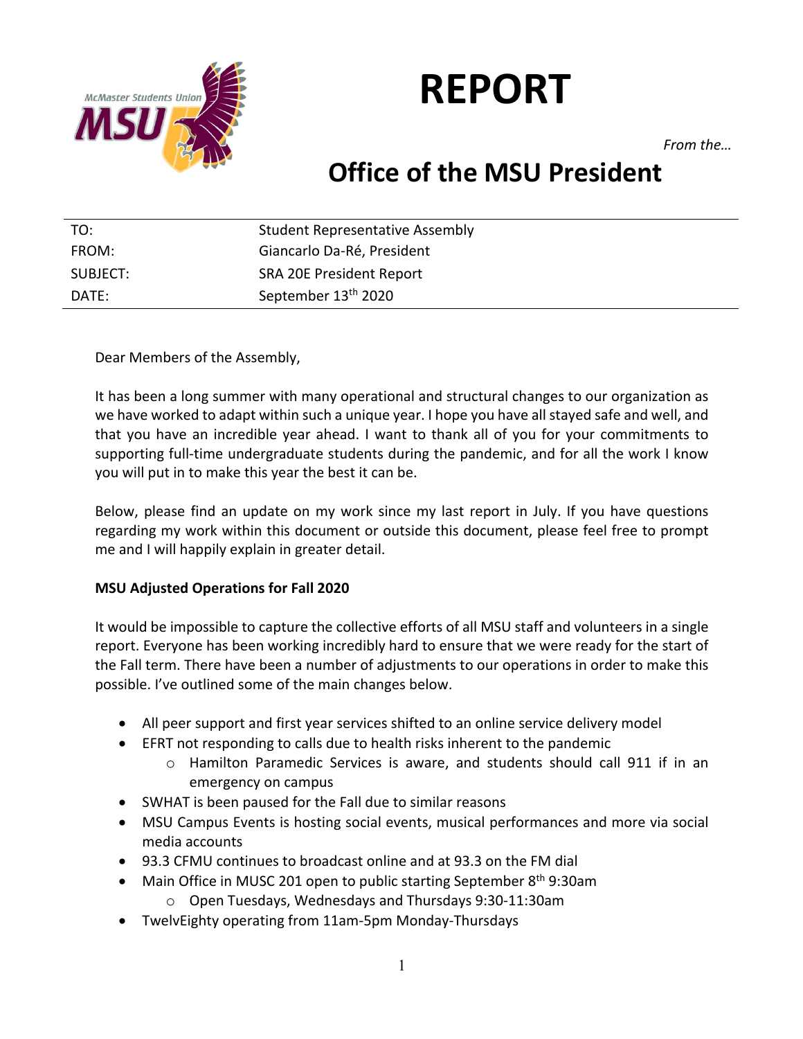# REPORT

*From the…*

# Office of the MSU President

| | |
|---|---|
| TO: | Student Representative Assembly |
| FROM: | Giancarlo Da-Ré, President |
| SUBJECT: | SRA 20E President Report |
| DATE: | September 13th 2020 |

Dear Members of the Assembly,

It has been a long summer with many operational and structural changes to our organization as we have worked to adapt within such a unique year. I hope you have all stayed safe and well, and that you have an incredible year ahead. I want to thank all of you for your commitments to supporting full-time undergraduate students during the pandemic, and for all the work I know you will put in to make this year the best it can be.

Below, please find an update on my work since my last report in July. If you have questions regarding my work within this document or outside this document, please feel free to prompt me and I will happily explain in greater detail.

**MSU Adjusted Operations for Fall 2020**

It would be impossible to capture the collective efforts of all MSU staff and volunteers in a single report. Everyone has been working incredibly hard to ensure that we were ready for the start of the Fall term. There have been a number of adjustments to our operations in order to make this possible. I've outlined some of the main changes below.

- All peer support and first year services shifted to an online service delivery model
- EFRT not responding to calls due to health risks inherent to the pandemic
    - Hamilton Paramedic Services is aware, and students should call 911 if in an emergency on campus
- SWHAT is been paused for the Fall due to similar reasons
- MSU Campus Events is hosting social events, musical performances and more via social media accounts
- 93.3 CFMU continues to broadcast online and at 93.3 on the FM dial
- Main Office in MUSC 201 open to public starting September 8th 9:30am
    - Open Tuesdays, Wednesdays and Thursdays 9:30-11:30am
- TwelvEighty operating from 11am-5pm Monday-Thursdays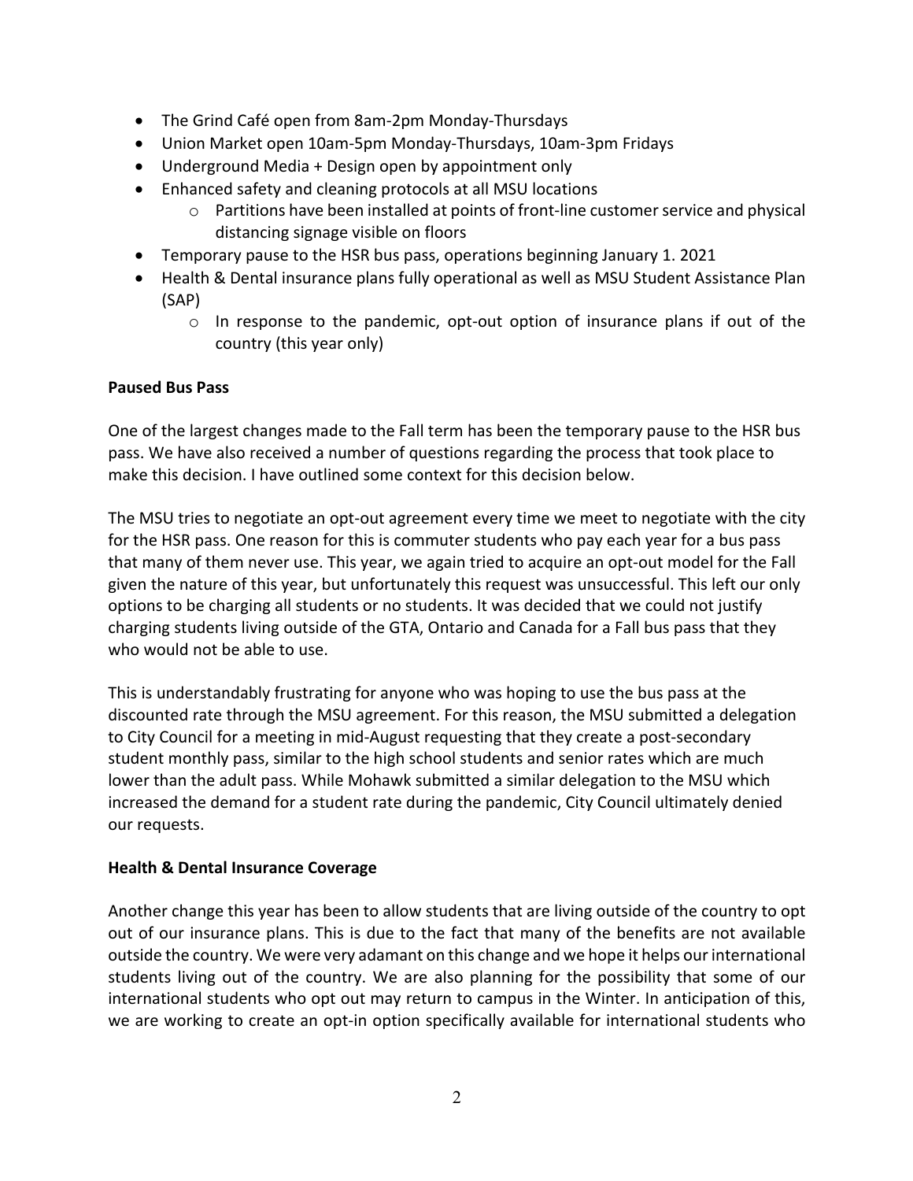- The Grind Café open from 8am-2pm Monday-Thursdays
- Union Market open 10am-5pm Monday-Thursdays, 10am-3pm Fridays
- Underground Media + Design open by appointment only
- Enhanced safety and cleaning protocols at all MSU locations
  - Partitions have been installed at points of front-line customer service and physical distancing signage visible on floors
- Temporary pause to the HSR bus pass, operations beginning January 1. 2021
- Health & Dental insurance plans fully operational as well as MSU Student Assistance Plan (SAP)
  - In response to the pandemic, opt-out option of insurance plans if out of the country (this year only)

**Paused Bus Pass**

One of the largest changes made to the Fall term has been the temporary pause to the HSR bus pass. We have also received a number of questions regarding the process that took place to make this decision. I have outlined some context for this decision below.

The MSU tries to negotiate an opt-out agreement every time we meet to negotiate with the city for the HSR pass. One reason for this is commuter students who pay each year for a bus pass that many of them never use. This year, we again tried to acquire an opt-out model for the Fall given the nature of this year, but unfortunately this request was unsuccessful. This left our only options to be charging all students or no students. It was decided that we could not justify charging students living outside of the GTA, Ontario and Canada for a Fall bus pass that they who would not be able to use.

This is understandably frustrating for anyone who was hoping to use the bus pass at the discounted rate through the MSU agreement. For this reason, the MSU submitted a delegation to City Council for a meeting in mid-August requesting that they create a post-secondary student monthly pass, similar to the high school students and senior rates which are much lower than the adult pass. While Mohawk submitted a similar delegation to the MSU which increased the demand for a student rate during the pandemic, City Council ultimately denied our requests.

**Health & Dental Insurance Coverage**

Another change this year has been to allow students that are living outside of the country to opt out of our insurance plans. This is due to the fact that many of the benefits are not available outside the country. We were very adamant on this change and we hope it helps our international students living out of the country. We are also planning for the possibility that some of our international students who opt out may return to campus in the Winter. In anticipation of this, we are working to create an opt-in option specifically available for international students who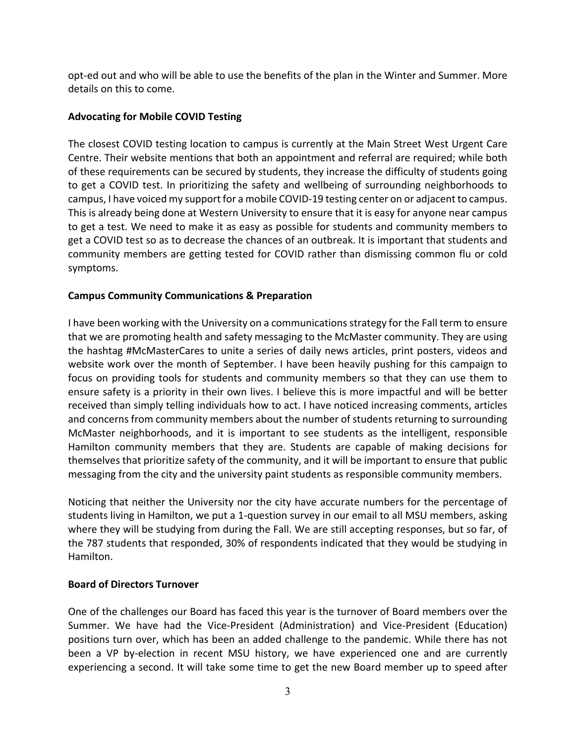opt-ed out and who will be able to use the benefits of the plan in the Winter and Summer. More details on this to come.

**Advocating for Mobile COVID Testing**

The closest COVID testing location to campus is currently at the Main Street West Urgent Care Centre. Their website mentions that both an appointment and referral are required; while both of these requirements can be secured by students, they increase the difficulty of students going to get a COVID test. In prioritizing the safety and wellbeing of surrounding neighborhoods to campus, I have voiced my support for a mobile COVID-19 testing center on or adjacent to campus. This is already being done at Western University to ensure that it is easy for anyone near campus to get a test. We need to make it as easy as possible for students and community members to get a COVID test so as to decrease the chances of an outbreak. It is important that students and community members are getting tested for COVID rather than dismissing common flu or cold symptoms.

**Campus Community Communications & Preparation**

I have been working with the University on a communications strategy for the Fall term to ensure that we are promoting health and safety messaging to the McMaster community. They are using the hashtag #McMasterCares to unite a series of daily news articles, print posters, videos and website work over the month of September. I have been heavily pushing for this campaign to focus on providing tools for students and community members so that they can use them to ensure safety is a priority in their own lives. I believe this is more impactful and will be better received than simply telling individuals how to act. I have noticed increasing comments, articles and concerns from community members about the number of students returning to surrounding McMaster neighborhoods, and it is important to see students as the intelligent, responsible Hamilton community members that they are. Students are capable of making decisions for themselves that prioritize safety of the community, and it will be important to ensure that public messaging from the city and the university paint students as responsible community members.

Noticing that neither the University nor the city have accurate numbers for the percentage of students living in Hamilton, we put a 1-question survey in our email to all MSU members, asking where they will be studying from during the Fall. We are still accepting responses, but so far, of the 787 students that responded, 30% of respondents indicated that they would be studying in Hamilton.

**Board of Directors Turnover**

One of the challenges our Board has faced this year is the turnover of Board members over the Summer. We have had the Vice-President (Administration) and Vice-President (Education) positions turn over, which has been an added challenge to the pandemic. While there has not been a VP by-election in recent MSU history, we have experienced one and are currently experiencing a second. It will take some time to get the new Board member up to speed after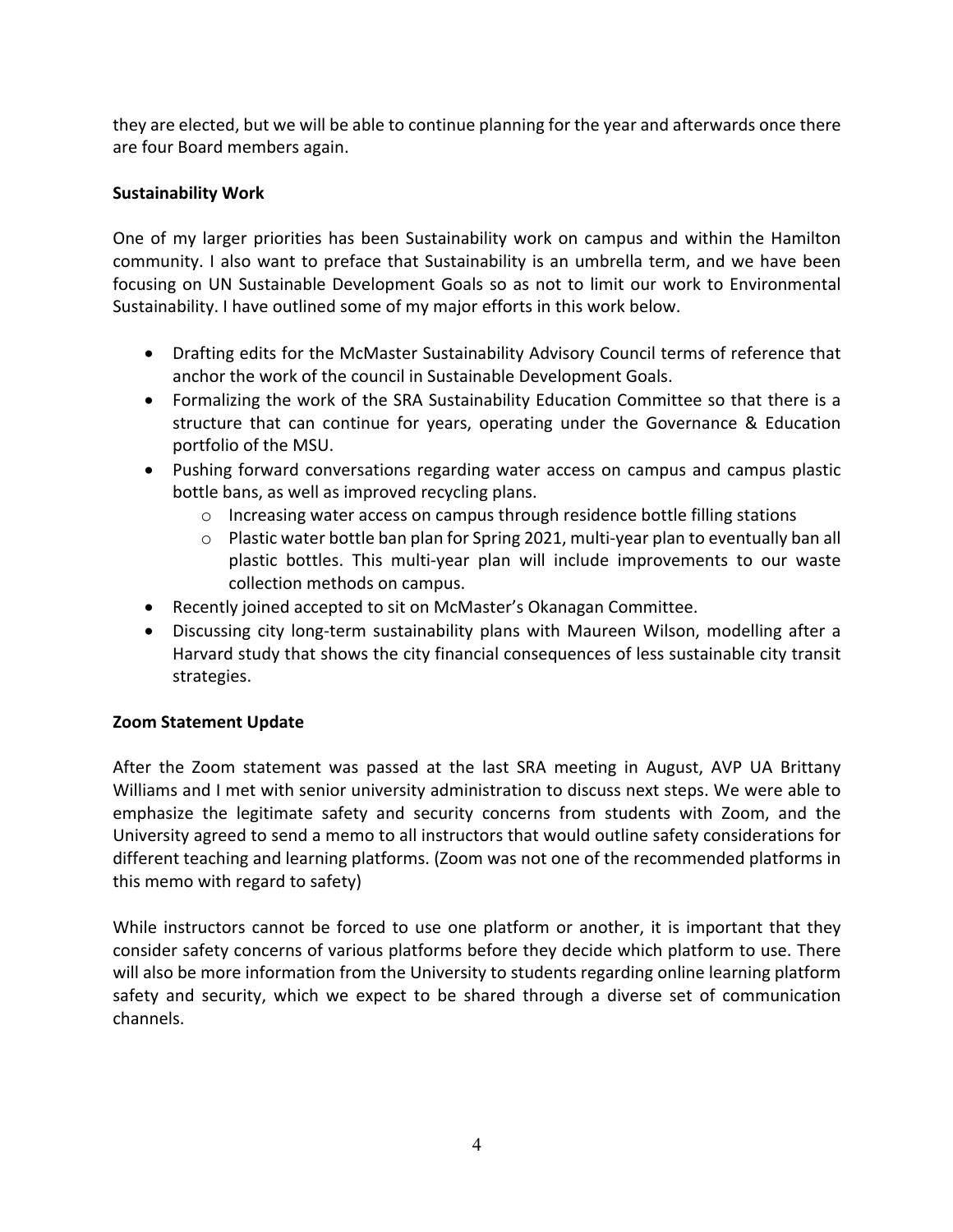they are elected, but we will be able to continue planning for the year and afterwards once there are four Board members again.

**Sustainability Work**

One of my larger priorities has been Sustainability work on campus and within the Hamilton community. I also want to preface that Sustainability is an umbrella term, and we have been focusing on UN Sustainable Development Goals so as not to limit our work to Environmental Sustainability. I have outlined some of my major efforts in this work below.

- Drafting edits for the McMaster Sustainability Advisory Council terms of reference that anchor the work of the council in Sustainable Development Goals.
- Formalizing the work of the SRA Sustainability Education Committee so that there is a structure that can continue for years, operating under the Governance & Education portfolio of the MSU.
- Pushing forward conversations regarding water access on campus and campus plastic bottle bans, as well as improved recycling plans.
    - Increasing water access on campus through residence bottle filling stations
    - Plastic water bottle ban plan for Spring 2021, multi-year plan to eventually ban all plastic bottles. This multi-year plan will include improvements to our waste collection methods on campus.
- Recently joined accepted to sit on McMaster's Okanagan Committee.
- Discussing city long-term sustainability plans with Maureen Wilson, modelling after a Harvard study that shows the city financial consequences of less sustainable city transit strategies.

**Zoom Statement Update**

After the Zoom statement was passed at the last SRA meeting in August, AVP UA Brittany Williams and I met with senior university administration to discuss next steps. We were able to emphasize the legitimate safety and security concerns from students with Zoom, and the University agreed to send a memo to all instructors that would outline safety considerations for different teaching and learning platforms. (Zoom was not one of the recommended platforms in this memo with regard to safety)

While instructors cannot be forced to use one platform or another, it is important that they consider safety concerns of various platforms before they decide which platform to use. There will also be more information from the University to students regarding online learning platform safety and security, which we expect to be shared through a diverse set of communication channels.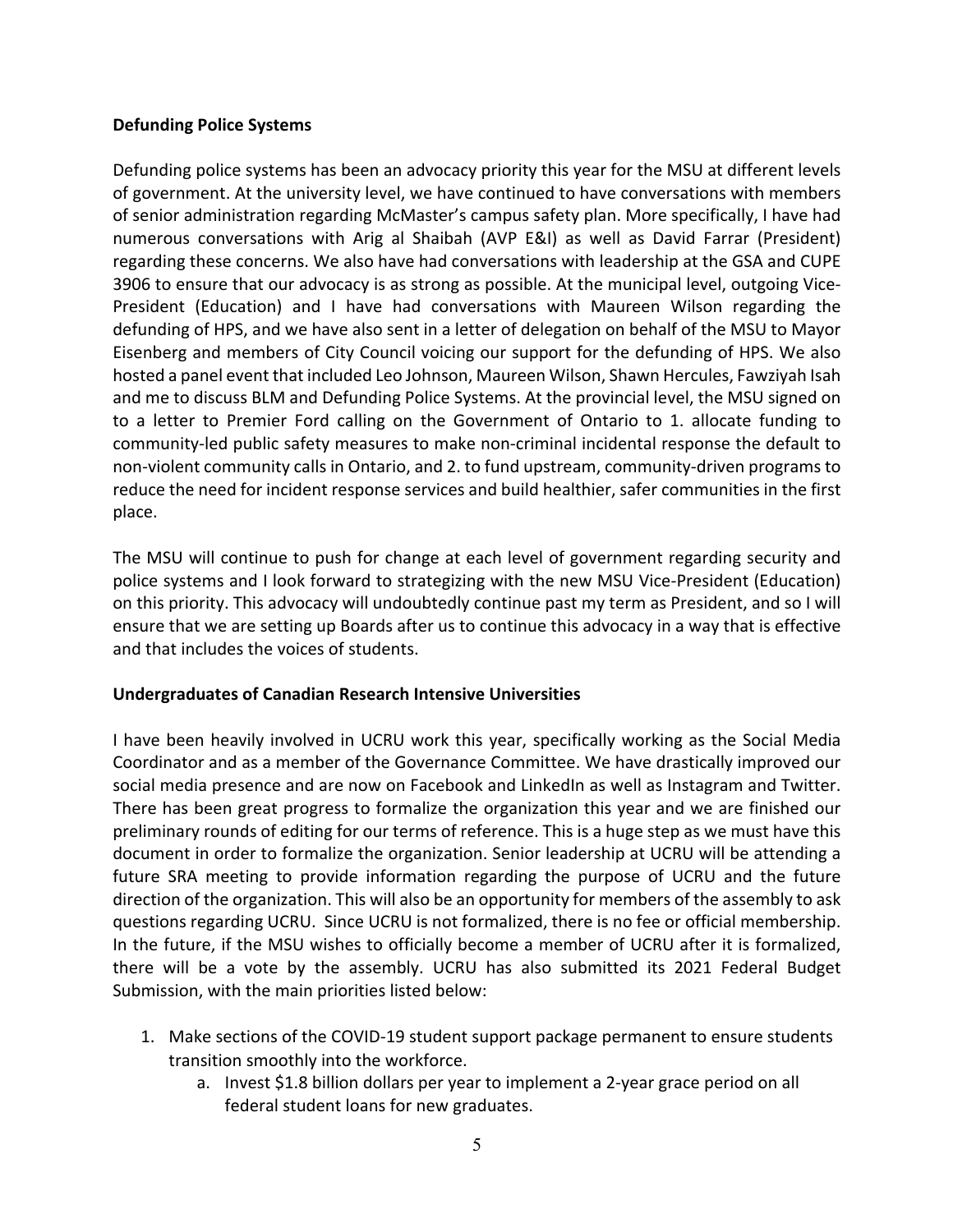**Defunding Police Systems**

Defunding police systems has been an advocacy priority this year for the MSU at different levels of government. At the university level, we have continued to have conversations with members of senior administration regarding McMaster's campus safety plan. More specifically, I have had numerous conversations with Arig al Shaibah (AVP E&I) as well as David Farrar (President) regarding these concerns. We also have had conversations with leadership at the GSA and CUPE 3906 to ensure that our advocacy is as strong as possible. At the municipal level, outgoing Vice-President (Education) and I have had conversations with Maureen Wilson regarding the defunding of HPS, and we have also sent in a letter of delegation on behalf of the MSU to Mayor Eisenberg and members of City Council voicing our support for the defunding of HPS. We also hosted a panel event that included Leo Johnson, Maureen Wilson, Shawn Hercules, Fawziyah Isah and me to discuss BLM and Defunding Police Systems. At the provincial level, the MSU signed on to a letter to Premier Ford calling on the Government of Ontario to 1. allocate funding to community-led public safety measures to make non-criminal incidental response the default to non-violent community calls in Ontario, and 2. to fund upstream, community-driven programs to reduce the need for incident response services and build healthier, safer communities in the first place.

The MSU will continue to push for change at each level of government regarding security and police systems and I look forward to strategizing with the new MSU Vice-President (Education) on this priority. This advocacy will undoubtedly continue past my term as President, and so I will ensure that we are setting up Boards after us to continue this advocacy in a way that is effective and that includes the voices of students.

**Undergraduates of Canadian Research Intensive Universities**

I have been heavily involved in UCRU work this year, specifically working as the Social Media Coordinator and as a member of the Governance Committee. We have drastically improved our social media presence and are now on Facebook and LinkedIn as well as Instagram and Twitter. There has been great progress to formalize the organization this year and we are finished our preliminary rounds of editing for our terms of reference. This is a huge step as we must have this document in order to formalize the organization. Senior leadership at UCRU will be attending a future SRA meeting to provide information regarding the purpose of UCRU and the future direction of the organization. This will also be an opportunity for members of the assembly to ask questions regarding UCRU. Since UCRU is not formalized, there is no fee or official membership. In the future, if the MSU wishes to officially become a member of UCRU after it is formalized, there will be a vote by the assembly. UCRU has also submitted its 2021 Federal Budget Submission, with the main priorities listed below:

1. Make sections of the COVID-19 student support package permanent to ensure students transition smoothly into the workforce.
    a. Invest $1.8 billion dollars per year to implement a 2-year grace period on all federal student loans for new graduates.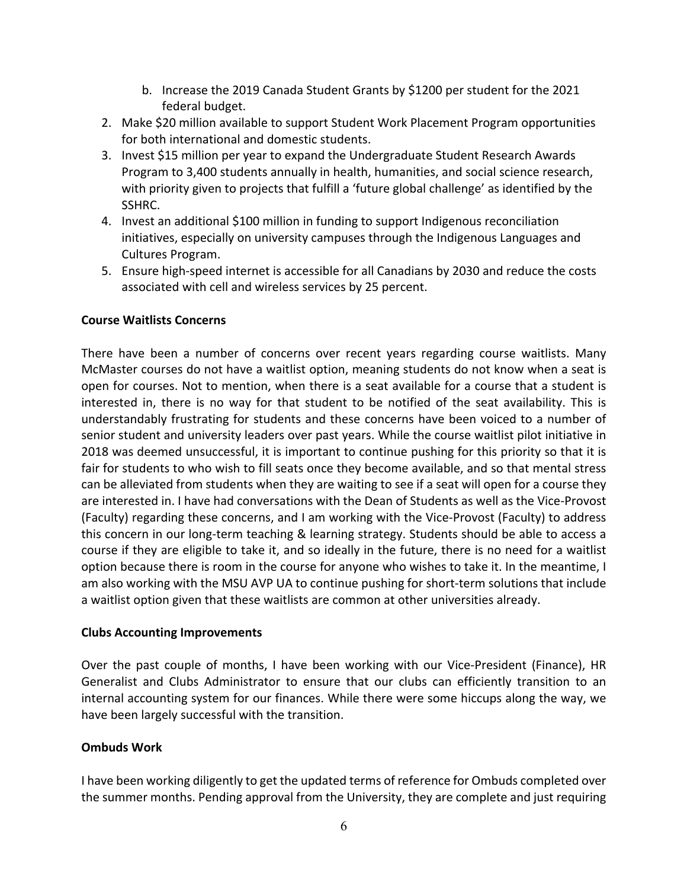b. Increase the 2019 Canada Student Grants by $1200 per student for the 2021 federal budget.
2. Make $20 million available to support Student Work Placement Program opportunities for both international and domestic students.
3. Invest $15 million per year to expand the Undergraduate Student Research Awards Program to 3,400 students annually in health, humanities, and social science research, with priority given to projects that fulfill a 'future global challenge' as identified by the SSHRC.
4. Invest an additional $100 million in funding to support Indigenous reconciliation initiatives, especially on university campuses through the Indigenous Languages and Cultures Program.
5. Ensure high-speed internet is accessible for all Canadians by 2030 and reduce the costs associated with cell and wireless services by 25 percent.

**Course Waitlists Concerns**

There have been a number of concerns over recent years regarding course waitlists. Many McMaster courses do not have a waitlist option, meaning students do not know when a seat is open for courses. Not to mention, when there is a seat available for a course that a student is interested in, there is no way for that student to be notified of the seat availability. This is understandably frustrating for students and these concerns have been voiced to a number of senior student and university leaders over past years. While the course waitlist pilot initiative in 2018 was deemed unsuccessful, it is important to continue pushing for this priority so that it is fair for students to who wish to fill seats once they become available, and so that mental stress can be alleviated from students when they are waiting to see if a seat will open for a course they are interested in. I have had conversations with the Dean of Students as well as the Vice-Provost (Faculty) regarding these concerns, and I am working with the Vice-Provost (Faculty) to address this concern in our long-term teaching & learning strategy. Students should be able to access a course if they are eligible to take it, and so ideally in the future, there is no need for a waitlist option because there is room in the course for anyone who wishes to take it. In the meantime, I am also working with the MSU AVP UA to continue pushing for short-term solutions that include a waitlist option given that these waitlists are common at other universities already.

**Clubs Accounting Improvements**

Over the past couple of months, I have been working with our Vice-President (Finance), HR Generalist and Clubs Administrator to ensure that our clubs can efficiently transition to an internal accounting system for our finances. While there were some hiccups along the way, we have been largely successful with the transition.

**Ombuds Work**

I have been working diligently to get the updated terms of reference for Ombuds completed over the summer months. Pending approval from the University, they are complete and just requiring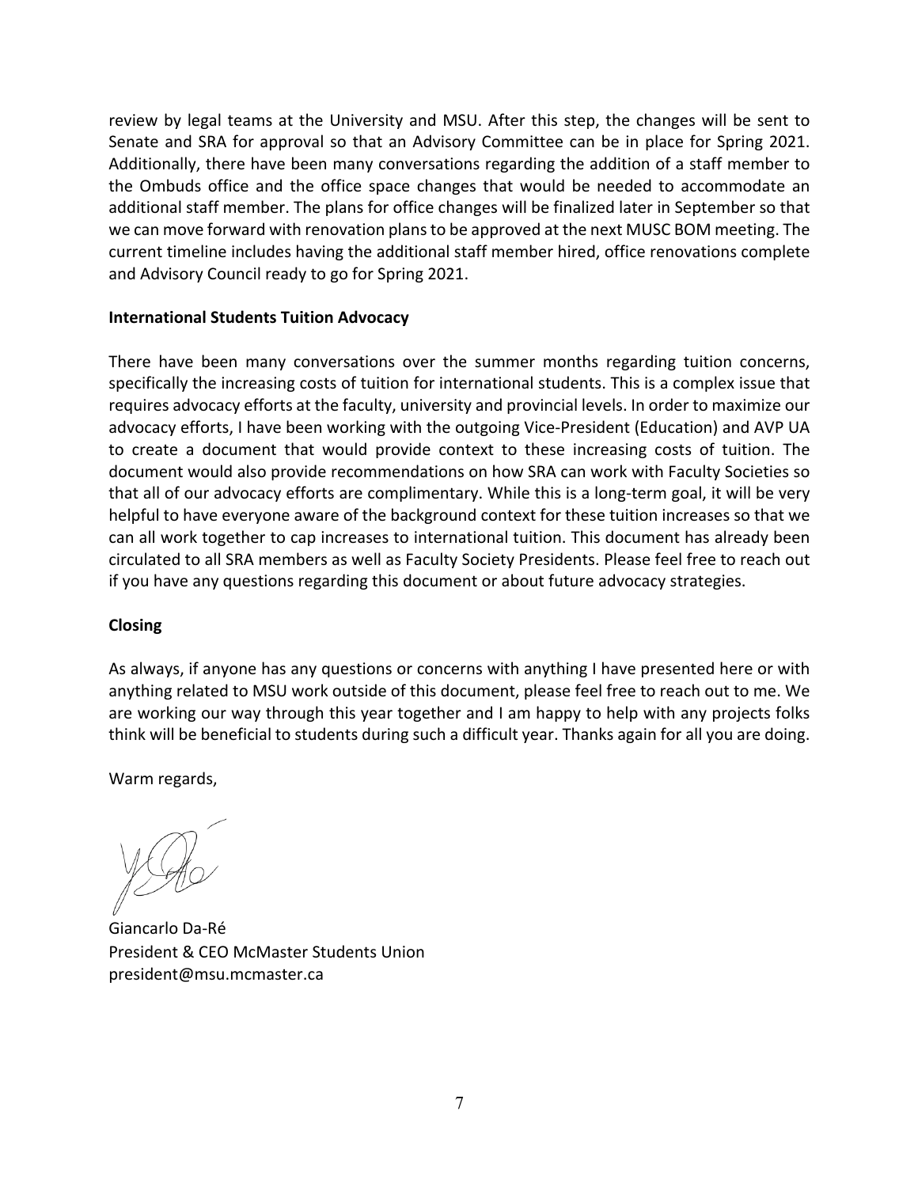review by legal teams at the University and MSU. After this step, the changes will be sent to Senate and SRA for approval so that an Advisory Committee can be in place for Spring 2021. Additionally, there have been many conversations regarding the addition of a staff member to the Ombuds office and the office space changes that would be needed to accommodate an additional staff member. The plans for office changes will be finalized later in September so that we can move forward with renovation plans to be approved at the next MUSC BOM meeting. The current timeline includes having the additional staff member hired, office renovations complete and Advisory Council ready to go for Spring 2021.

**International Students Tuition Advocacy**

There have been many conversations over the summer months regarding tuition concerns, specifically the increasing costs of tuition for international students. This is a complex issue that requires advocacy efforts at the faculty, university and provincial levels. In order to maximize our advocacy efforts, I have been working with the outgoing Vice-President (Education) and AVP UA to create a document that would provide context to these increasing costs of tuition. The document would also provide recommendations on how SRA can work with Faculty Societies so that all of our advocacy efforts are complimentary. While this is a long-term goal, it will be very helpful to have everyone aware of the background context for these tuition increases so that we can all work together to cap increases to international tuition. This document has already been circulated to all SRA members as well as Faculty Society Presidents. Please feel free to reach out if you have any questions regarding this document or about future advocacy strategies.

**Closing**

As always, if anyone has any questions or concerns with anything I have presented here or with anything related to MSU work outside of this document, please feel free to reach out to me. We are working our way through this year together and I am happy to help with any projects folks think will be beneficial to students during such a difficult year. Thanks again for all you are doing.

Warm regards,

Giancarlo Da-Ré
President & CEO McMaster Students Union
president@msu.mcmaster.ca